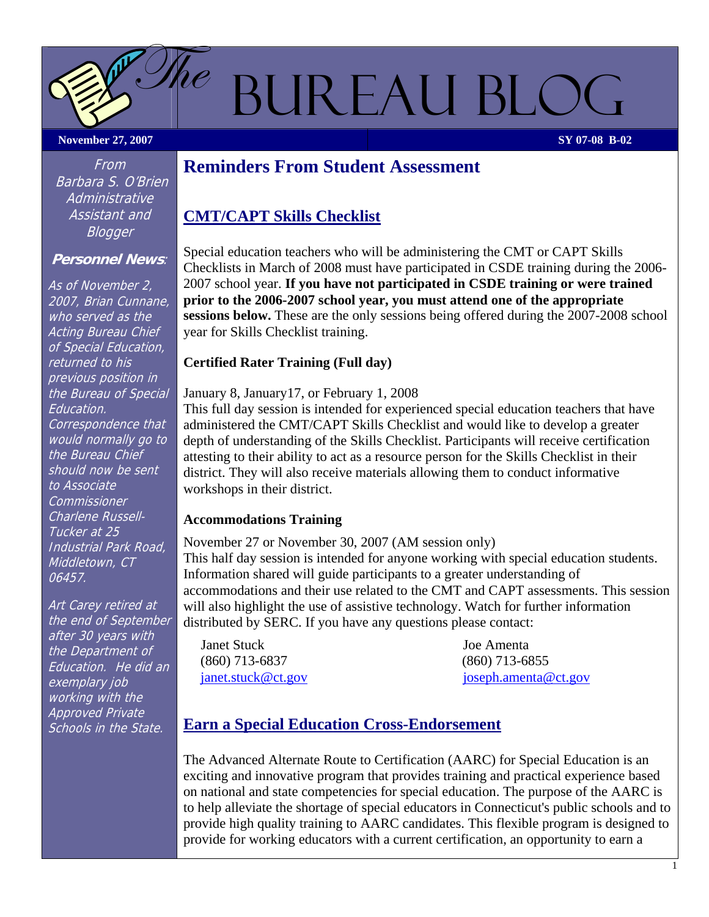# The Bureau Blog

**November 27, 2007** **SY 07-08 B-02**

*From Barbara S. O'Brien Administrative Assistant and Blogger*

**Personnel News:**

*As of November 2, 2007, Brian Cunnane, who served as the Acting Bureau Chief of Special Education, returned to his previous position in the Bureau of Special Education. Correspondence that would normally go to the Bureau Chief should now be sent to Associate Commissioner Charlene Russell-Tucker at 25 Industrial Park Road, Middletown, CT 06457.*

*Art Carey retired at the end of September after 30 years with the Department of Education. He did an exemplary job working with the Approved Private Schools in the State.*

## Reminders From Student Assessment

### CMT/CAPT Skills Checklist

Special education teachers who will be administering the CMT or CAPT Skills Checklists in March of 2008 must have participated in CSDE training during the 2006-2007 school year. **If you have not participated in CSDE training or were trained prior to the 2006-2007 school year, you must attend one of the appropriate sessions below.** These are the only sessions being offered during the 2007-2008 school year for Skills Checklist training.

**Certified Rater Training (Full day)**

January 8, January17, or February 1, 2008
This full day session is intended for experienced special education teachers that have administered the CMT/CAPT Skills Checklist and would like to develop a greater depth of understanding of the Skills Checklist. Participants will receive certification attesting to their ability to act as a resource person for the Skills Checklist in their district. They will also receive materials allowing them to conduct informative workshops in their district.

**Accommodations Training**

November 27 or November 30, 2007 (AM session only)
This half day session is intended for anyone working with special education students. Information shared will guide participants to a greater understanding of accommodations and their use related to the CMT and CAPT assessments. This session will also highlight the use of assistive technology. Watch for further information distributed by SERC. If you have any questions please contact:

Janet Stuck
(860) 713-6837
janet.stuck@ct.gov

Joe Amenta
(860) 713-6855
joseph.amenta@ct.gov

### Earn a Special Education Cross-Endorsement

The Advanced Alternate Route to Certification (AARC) for Special Education is an exciting and innovative program that provides training and practical experience based on national and state competencies for special education. The purpose of the AARC is to help alleviate the shortage of special educators in Connecticut's public schools and to provide high quality training to AARC candidates. This flexible program is designed to provide for working educators with a current certification, an opportunity to earn a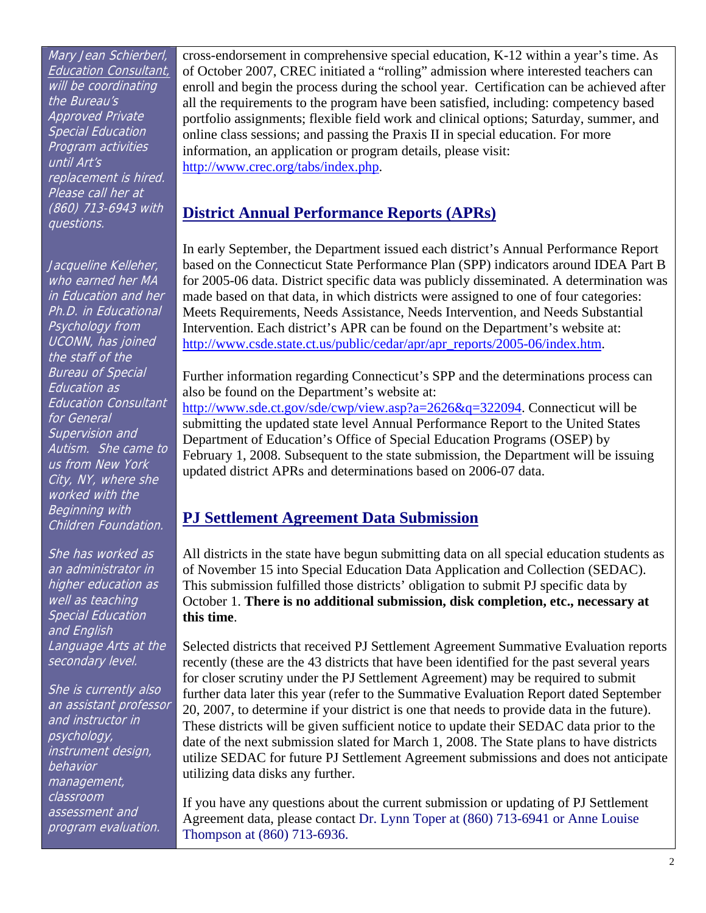cross-endorsement in comprehensive special education, K-12 within a year's time. As of October 2007, CREC initiated a "rolling" admission where interested teachers can enroll and begin the process during the school year. Certification can be achieved after all the requirements to the program have been satisfied, including: competency based portfolio assignments; flexible field work and clinical options; Saturday, summer, and online class sessions; and passing the Praxis II in special education. For more information, an application or program details, please visit: http://www.crec.org/tabs/index.php.

## District Annual Performance Reports (APRs)

In early September, the Department issued each district's Annual Performance Report based on the Connecticut State Performance Plan (SPP) indicators around IDEA Part B for 2005-06 data. District specific data was publicly disseminated. A determination was made based on that data, in which districts were assigned to one of four categories: Meets Requirements, Needs Assistance, Needs Intervention, and Needs Substantial Intervention. Each district's APR can be found on the Department's website at: http://www.csde.state.ct.us/public/cedar/apr/apr_reports/2005-06/index.htm.

Further information regarding Connecticut's SPP and the determinations process can also be found on the Department's website at: http://www.sde.ct.gov/sde/cwp/view.asp?a=2626&q=322094. Connecticut will be submitting the updated state level Annual Performance Report to the United States Department of Education's Office of Special Education Programs (OSEP) by February 1, 2008. Subsequent to the state submission, the Department will be issuing updated district APRs and determinations based on 2006-07 data.

## PJ Settlement Agreement Data Submission

All districts in the state have begun submitting data on all special education students as of November 15 into Special Education Data Application and Collection (SEDAC). This submission fulfilled those districts' obligation to submit PJ specific data by October 1. **There is no additional submission, disk completion, etc., necessary at this time**.

Selected districts that received PJ Settlement Agreement Summative Evaluation reports recently (these are the 43 districts that have been identified for the past several years for closer scrutiny under the PJ Settlement Agreement) may be required to submit further data later this year (refer to the Summative Evaluation Report dated September 20, 2007, to determine if your district is one that needs to provide data in the future). These districts will be given sufficient notice to update their SEDAC data prior to the date of the next submission slated for March 1, 2008. The State plans to have districts utilize SEDAC for future PJ Settlement Agreement submissions and does not anticipate utilizing data disks any further.

If you have any questions about the current submission or updating of PJ Settlement Agreement data, please contact Dr. Lynn Toper at (860) 713-6941 or Anne Louise Thompson at (860) 713-6936.

*Mary Jean Schierberl, Education Consultant, will be coordinating the Bureau's Approved Private Special Education Program activities until Art's replacement is hired. Please call her at (860) 713-6943 with questions.*

*Jacqueline Kelleher, who earned her MA in Education and her Ph.D. in Educational Psychology from UCONN, has joined the staff of the Bureau of Special Education as Education Consultant for General Supervision and Autism. She came to us from New York City, NY, where she worked with the Beginning with Children Foundation.*

*She has worked as an administrator in higher education as well as teaching Special Education and English Language Arts at the secondary level.*

*She is currently also an assistant professor and instructor in psychology, instrument design, behavior management, classroom assessment and program evaluation.*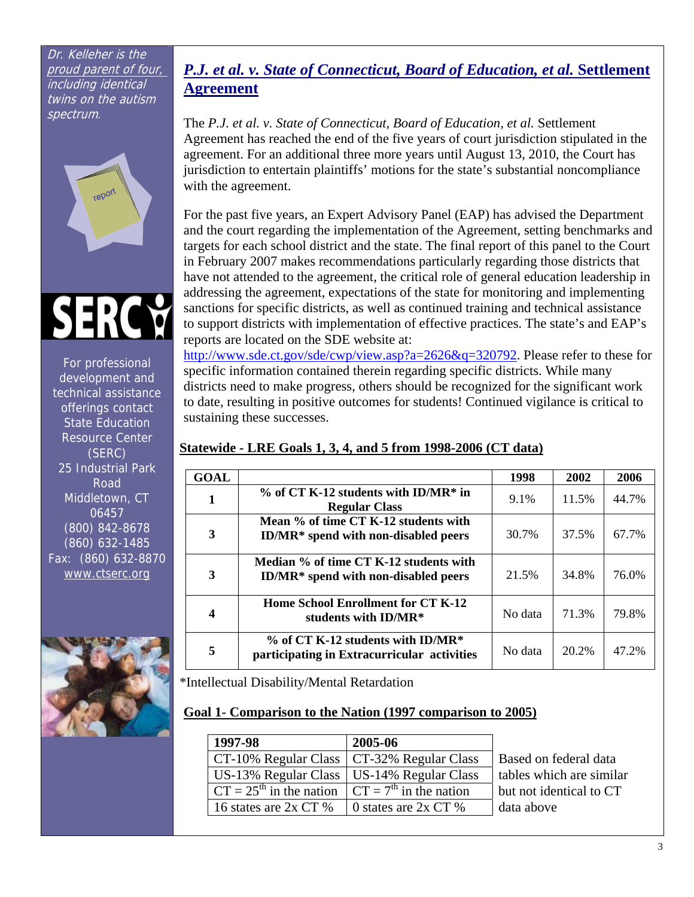*Dr. Kelleher is the proud parent of four, including identical twins on the autism spectrum.*

For professional development and technical assistance offerings contact State Education Resource Center (SERC)
25 Industrial Park Road
Middletown, CT 06457
(800) 842-8678
(860) 632-1485
Fax: (860) 632-8870
www.ctserc.org

## *P.J. et al. v. State of Connecticut, Board of Education, et al.* Settlement Agreement

The *P.J. et al. v. State of Connecticut, Board of Education, et al.* Settlement Agreement has reached the end of the five years of court jurisdiction stipulated in the agreement. For an additional three more years until August 13, 2010, the Court has jurisdiction to entertain plaintiffs' motions for the state's substantial noncompliance with the agreement.

For the past five years, an Expert Advisory Panel (EAP) has advised the Department and the court regarding the implementation of the Agreement, setting benchmarks and targets for each school district and the state. The final report of this panel to the Court in February 2007 makes recommendations particularly regarding those districts that have not attended to the agreement, the critical role of general education leadership in addressing the agreement, expectations of the state for monitoring and implementing sanctions for specific districts, as well as continued training and technical assistance to support districts with implementation of effective practices. The state's and EAP's reports are located on the SDE website at: http://www.sde.ct.gov/sde/cwp/view.asp?a=2626&q=320792. Please refer to these for specific information contained therein regarding specific districts. While many districts need to make progress, others should be recognized for the significant work to date, resulting in positive outcomes for students! Continued vigilance is critical to sustaining these successes.

### Statewide - LRE Goals 1, 3, 4, and 5 from 1998-2006 (CT data)

| GOAL | | 1998 | 2002 | 2006 |
|---|---|---|---|---|
| 1 | **% of CT K-12 students with ID/MR\* in Regular Class** | 9.1% | 11.5% | 44.7% |
| 3 | **Mean % of time CT K-12 students with ID/MR\* spend with non-disabled peers** | 30.7% | 37.5% | 67.7% |
| 3 | **Median % of time CT K-12 students with ID/MR\* spend with non-disabled peers** | 21.5% | 34.8% | 76.0% |
| 4 | **Home School Enrollment for CT K-12 students with ID/MR\*** | No data | 71.3% | 79.8% |
| 5 | **% of CT K-12 students with ID/MR\* participating in Extracurricular activities** | No data | 20.2% | 47.2% |

\*Intellectual Disability/Mental Retardation

### Goal 1- Comparison to the Nation (1997 comparison to 2005)

| 1997-98 | 2005-06 |
|---|---|
| CT-10% Regular Class | CT-32% Regular Class |
| US-13% Regular Class | US-14% Regular Class |
| CT = 25th in the nation | CT = 7th in the nation |
| 16 states are 2x CT % | 0 states are 2x CT % |

Based on federal data tables which are similar but not identical to CT data above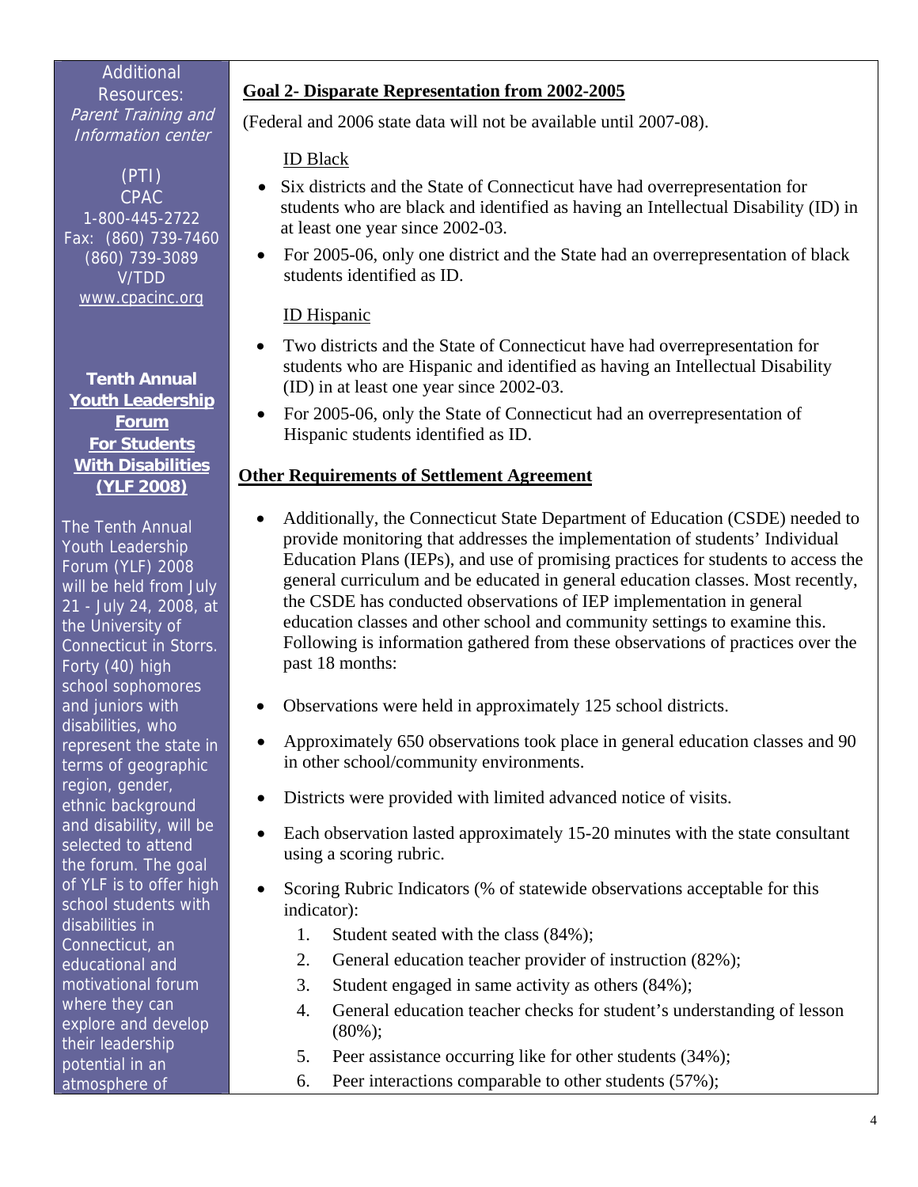Additional Resources: *Parent Training and Information center*

(PTI)
CPAC
1-800-445-2722
Fax: (860) 739-7460
(860) 739-3089
V/TDD
www.cpacinc.org

**Tenth Annual Youth Leadership Forum For Students With Disabilities (YLF 2008)**

The Tenth Annual Youth Leadership Forum (YLF) 2008 will be held from July 21 - July 24, 2008, at the University of Connecticut in Storrs. Forty (40) high school sophomores and juniors with disabilities, who represent the state in terms of geographic region, gender, ethnic background and disability, will be selected to attend the forum. The goal of YLF is to offer high school students with disabilities in Connecticut, an educational and motivational forum where they can explore and develop their leadership potential in an atmosphere of

## Goal 2- Disparate Representation from 2002-2005

(Federal and 2006 state data will not be available until 2007-08).

ID Black

- Six districts and the State of Connecticut have had overrepresentation for students who are black and identified as having an Intellectual Disability (ID) in at least one year since 2002-03.
- For 2005-06, only one district and the State had an overrepresentation of black students identified as ID.

ID Hispanic

- Two districts and the State of Connecticut have had overrepresentation for students who are Hispanic and identified as having an Intellectual Disability (ID) in at least one year since 2002-03.
- For 2005-06, only the State of Connecticut had an overrepresentation of Hispanic students identified as ID.

## Other Requirements of Settlement Agreement

- Additionally, the Connecticut State Department of Education (CSDE) needed to provide monitoring that addresses the implementation of students' Individual Education Plans (IEPs), and use of promising practices for students to access the general curriculum and be educated in general education classes. Most recently, the CSDE has conducted observations of IEP implementation in general education classes and other school and community settings to examine this. Following is information gathered from these observations of practices over the past 18 months:
- Observations were held in approximately 125 school districts.
- Approximately 650 observations took place in general education classes and 90 in other school/community environments.
- Districts were provided with limited advanced notice of visits.
- Each observation lasted approximately 15-20 minutes with the state consultant using a scoring rubric.
- Scoring Rubric Indicators (% of statewide observations acceptable for this indicator):
  1. Student seated with the class (84%);
  2. General education teacher provider of instruction (82%);
  3. Student engaged in same activity as others (84%);
  4. General education teacher checks for student's understanding of lesson (80%);
  5. Peer assistance occurring like for other students (34%);
  6. Peer interactions comparable to other students (57%);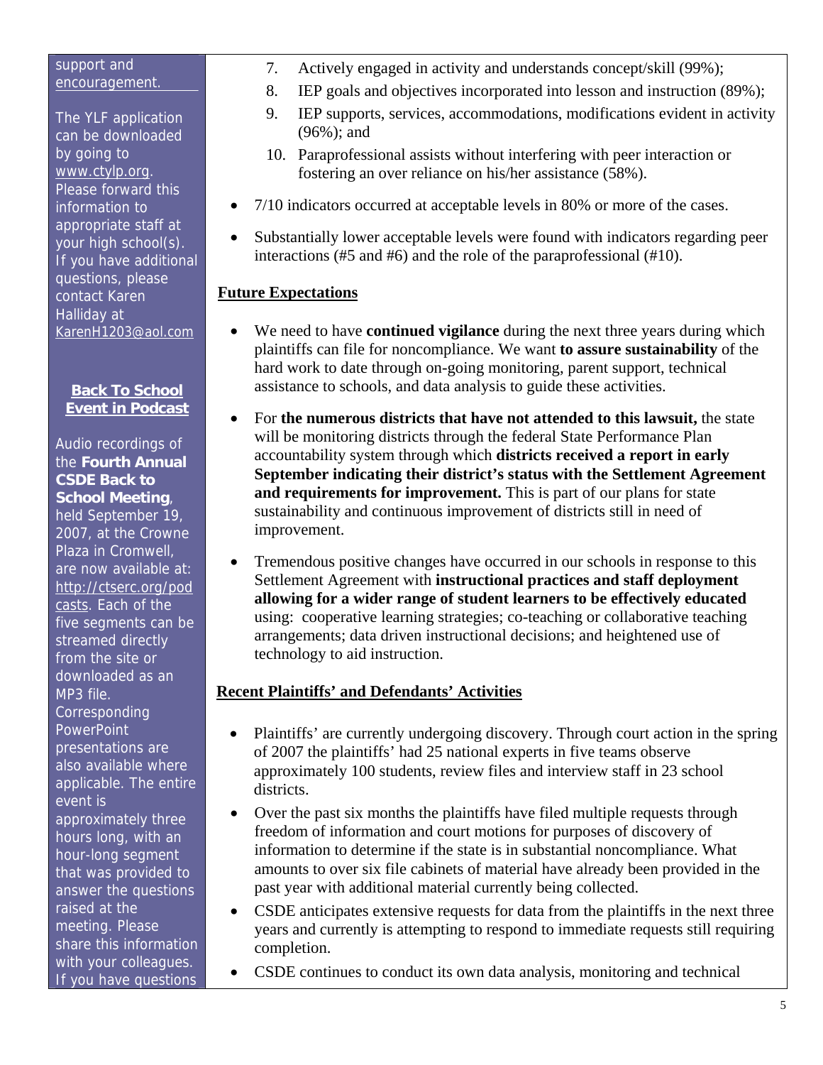support and encouragement.

The YLF application can be downloaded by going to www.ctylp.org. Please forward this information to appropriate staff at your high school(s). If you have additional questions, please contact Karen Halliday at KarenH1203@aol.com

**Back To School Event in Podcast**

Audio recordings of the **Fourth Annual CSDE Back to School Meeting**, held September 19, 2007, at the Crowne Plaza in Cromwell, are now available at: http://ctserc.org/podcasts. Each of the five segments can be streamed directly from the site or downloaded as an MP3 file. Corresponding PowerPoint presentations are also available where applicable. The entire event is approximately three hours long, with an hour-long segment that was provided to answer the questions raised at the meeting. Please share this information with your colleagues. If you have questions

7. Actively engaged in activity and understands concept/skill (99%);
8. IEP goals and objectives incorporated into lesson and instruction (89%);
9. IEP supports, services, accommodations, modifications evident in activity (96%); and
10. Paraprofessional assists without interfering with peer interaction or fostering an over reliance on his/her assistance (58%).

- 7/10 indicators occurred at acceptable levels in 80% or more of the cases.
- Substantially lower acceptable levels were found with indicators regarding peer interactions (#5 and #6) and the role of the paraprofessional (#10).

## Future Expectations

- We need to have **continued vigilance** during the next three years during which plaintiffs can file for noncompliance. We want **to assure sustainability** of the hard work to date through on-going monitoring, parent support, technical assistance to schools, and data analysis to guide these activities.
- For **the numerous districts that have not attended to this lawsuit,** the state will be monitoring districts through the federal State Performance Plan accountability system through which **districts received a report in early September indicating their district's status with the Settlement Agreement and requirements for improvement.** This is part of our plans for state sustainability and continuous improvement of districts still in need of improvement.
- Tremendous positive changes have occurred in our schools in response to this Settlement Agreement with **instructional practices and staff deployment allowing for a wider range of student learners to be effectively educated** using: cooperative learning strategies; co-teaching or collaborative teaching arrangements; data driven instructional decisions; and heightened use of technology to aid instruction.

## Recent Plaintiffs' and Defendants' Activities

- Plaintiffs' are currently undergoing discovery. Through court action in the spring of 2007 the plaintiffs' had 25 national experts in five teams observe approximately 100 students, review files and interview staff in 23 school districts.
- Over the past six months the plaintiffs have filed multiple requests through freedom of information and court motions for purposes of discovery of information to determine if the state is in substantial noncompliance. What amounts to over six file cabinets of material have already been provided in the past year with additional material currently being collected.
- CSDE anticipates extensive requests for data from the plaintiffs in the next three years and currently is attempting to respond to immediate requests still requiring completion.
- CSDE continues to conduct its own data analysis, monitoring and technical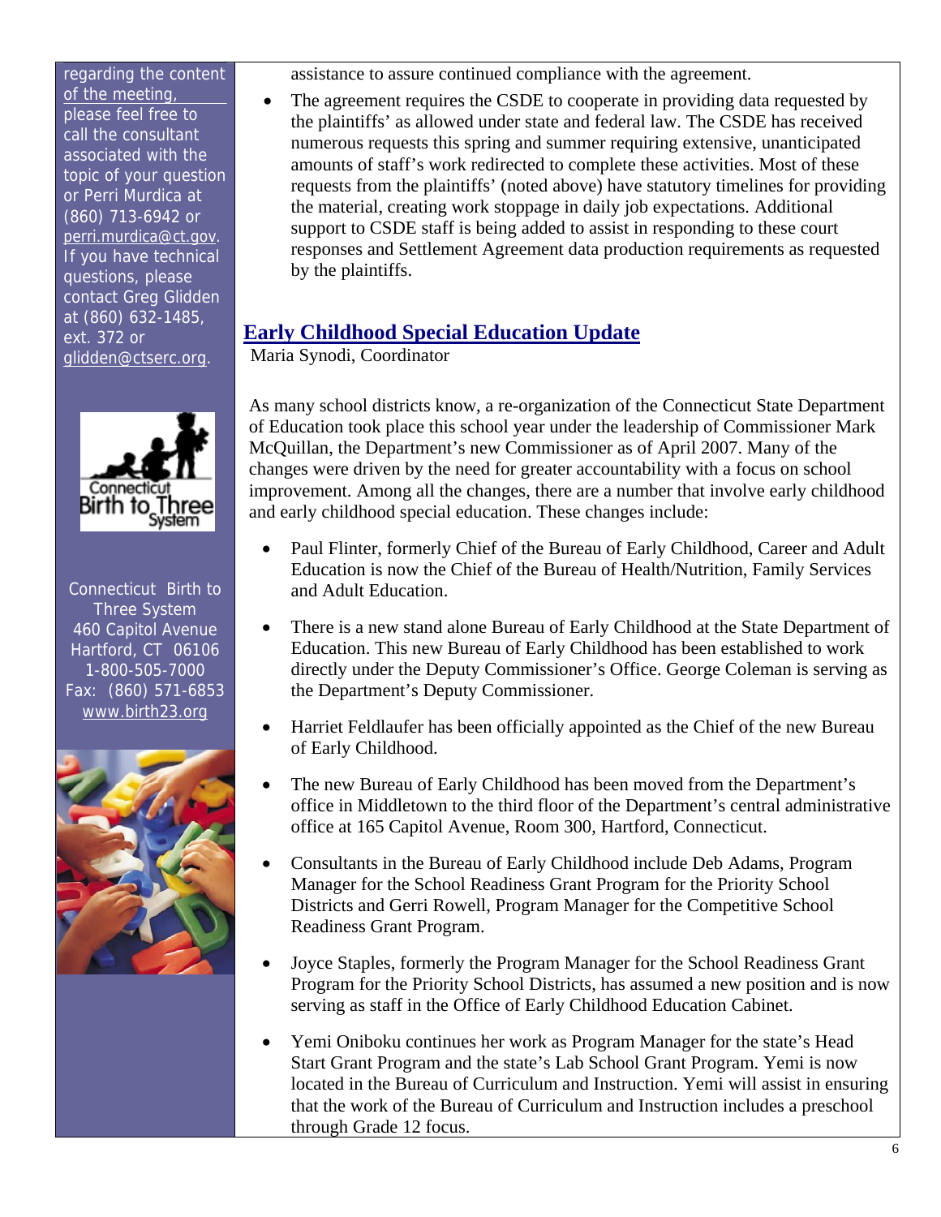regarding the content of the meeting, please feel free to call the consultant associated with the topic of your question or Perri Murdica at (860) 713-6942 or perri.murdica@ct.gov. If you have technical questions, please contact Greg Glidden at (860) 632-1485, ext. 372 or glidden@ctserc.org.

Connecticut Birth to Three System
460 Capitol Avenue
Hartford, CT 06106
1-800-505-7000
Fax: (860) 571-6853
www.birth23.org

assistance to assure continued compliance with the agreement.

- The agreement requires the CSDE to cooperate in providing data requested by the plaintiffs' as allowed under state and federal law. The CSDE has received numerous requests this spring and summer requiring extensive, unanticipated amounts of staff's work redirected to complete these activities. Most of these requests from the plaintiffs' (noted above) have statutory timelines for providing the material, creating work stoppage in daily job expectations. Additional support to CSDE staff is being added to assist in responding to these court responses and Settlement Agreement data production requirements as requested by the plaintiffs.

## Early Childhood Special Education Update

Maria Synodi, Coordinator

As many school districts know, a re-organization of the Connecticut State Department of Education took place this school year under the leadership of Commissioner Mark McQuillan, the Department's new Commissioner as of April 2007. Many of the changes were driven by the need for greater accountability with a focus on school improvement. Among all the changes, there are a number that involve early childhood and early childhood special education. These changes include:

- Paul Flinter, formerly Chief of the Bureau of Early Childhood, Career and Adult Education is now the Chief of the Bureau of Health/Nutrition, Family Services and Adult Education.
- There is a new stand alone Bureau of Early Childhood at the State Department of Education. This new Bureau of Early Childhood has been established to work directly under the Deputy Commissioner's Office. George Coleman is serving as the Department's Deputy Commissioner.
- Harriet Feldlaufer has been officially appointed as the Chief of the new Bureau of Early Childhood.
- The new Bureau of Early Childhood has been moved from the Department's office in Middletown to the third floor of the Department's central administrative office at 165 Capitol Avenue, Room 300, Hartford, Connecticut.
- Consultants in the Bureau of Early Childhood include Deb Adams, Program Manager for the School Readiness Grant Program for the Priority School Districts and Gerri Rowell, Program Manager for the Competitive School Readiness Grant Program.
- Joyce Staples, formerly the Program Manager for the School Readiness Grant Program for the Priority School Districts, has assumed a new position and is now serving as staff in the Office of Early Childhood Education Cabinet.
- Yemi Oniboku continues her work as Program Manager for the state's Head Start Grant Program and the state's Lab School Grant Program. Yemi is now located in the Bureau of Curriculum and Instruction. Yemi will assist in ensuring that the work of the Bureau of Curriculum and Instruction includes a preschool through Grade 12 focus.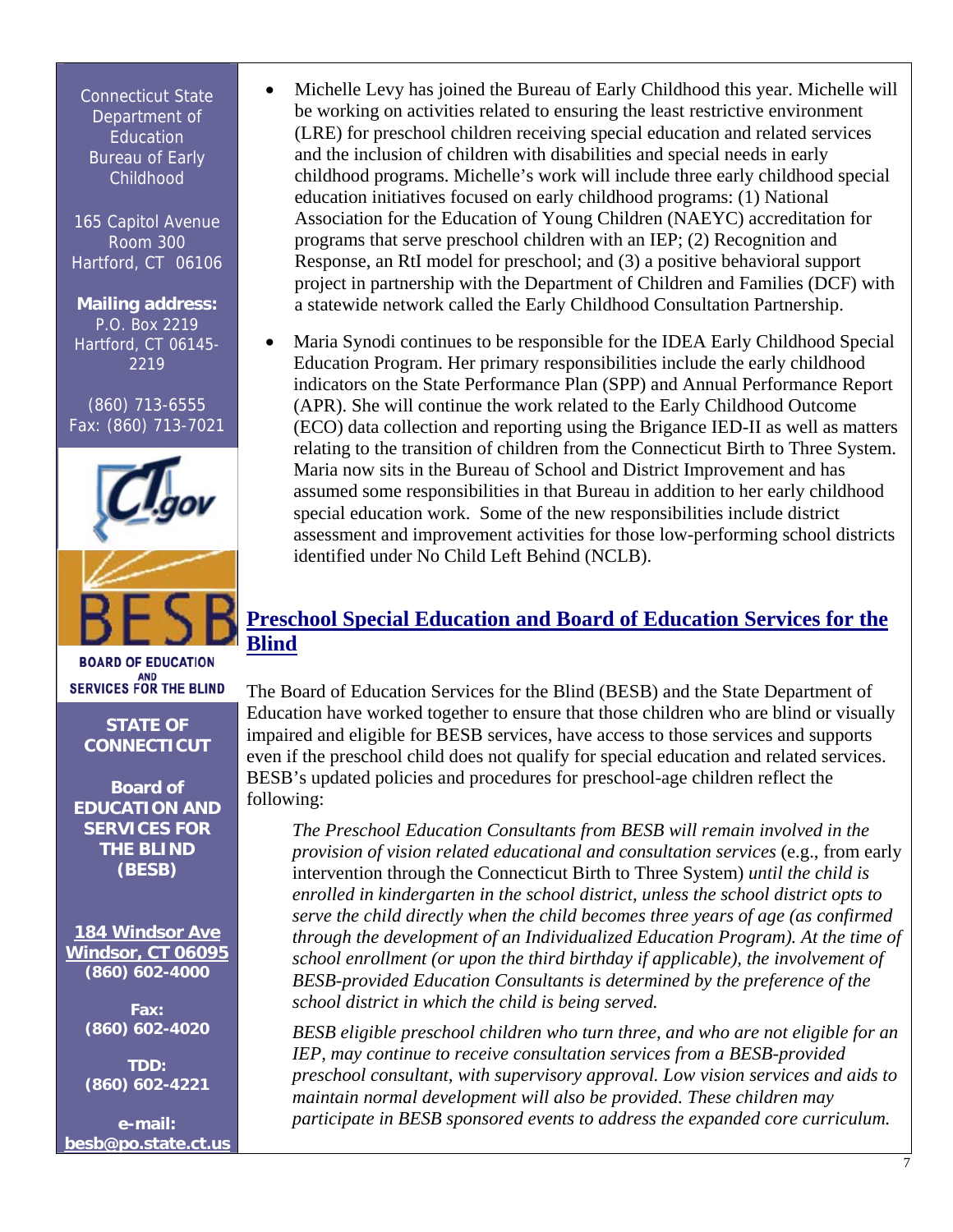Connecticut State Department of Education Bureau of Early Childhood

165 Capitol Avenue
Room 300
Hartford, CT 06106

**Mailing address:**
P.O. Box 2219
Hartford, CT 06145-2219

(860) 713-6555
Fax: (860) 713-7021

**BOARD OF EDUCATION AND SERVICES FOR THE BLIND**

**STATE OF CONNECTICUT**

**Board of EDUCATION AND SERVICES FOR THE BLIND (BESB)**

**184 Windsor Ave**
**Windsor, CT 06095**
**(860) 602-4000**

**Fax:**
**(860) 602-4020**

**TDD:**
**(860) 602-4221**

**e-mail:**
**besb@po.state.ct.us**

- Michelle Levy has joined the Bureau of Early Childhood this year. Michelle will be working on activities related to ensuring the least restrictive environment (LRE) for preschool children receiving special education and related services and the inclusion of children with disabilities and special needs in early childhood programs. Michelle's work will include three early childhood special education initiatives focused on early childhood programs: (1) National Association for the Education of Young Children (NAEYC) accreditation for programs that serve preschool children with an IEP; (2) Recognition and Response, an RtI model for preschool; and (3) a positive behavioral support project in partnership with the Department of Children and Families (DCF) with a statewide network called the Early Childhood Consultation Partnership.
- Maria Synodi continues to be responsible for the IDEA Early Childhood Special Education Program. Her primary responsibilities include the early childhood indicators on the State Performance Plan (SPP) and Annual Performance Report (APR). She will continue the work related to the Early Childhood Outcome (ECO) data collection and reporting using the Brigance IED-II as well as matters relating to the transition of children from the Connecticut Birth to Three System. Maria now sits in the Bureau of School and District Improvement and has assumed some responsibilities in that Bureau in addition to her early childhood special education work. Some of the new responsibilities include district assessment and improvement activities for those low-performing school districts identified under No Child Left Behind (NCLB).

## Preschool Special Education and Board of Education Services for the Blind

The Board of Education Services for the Blind (BESB) and the State Department of Education have worked together to ensure that those children who are blind or visually impaired and eligible for BESB services, have access to those services and supports even if the preschool child does not qualify for special education and related services. BESB's updated policies and procedures for preschool-age children reflect the following:

> *The Preschool Education Consultants from BESB will remain involved in the provision of vision related educational and consultation services* (e.g., from early intervention through the Connecticut Birth to Three System) *until the child is enrolled in kindergarten in the school district, unless the school district opts to serve the child directly when the child becomes three years of age (as confirmed through the development of an Individualized Education Program). At the time of school enrollment (or upon the third birthday if applicable), the involvement of BESB-provided Education Consultants is determined by the preference of the school district in which the child is being served.*
>
> *BESB eligible preschool children who turn three, and who are not eligible for an IEP, may continue to receive consultation services from a BESB-provided preschool consultant, with supervisory approval. Low vision services and aids to maintain normal development will also be provided. These children may participate in BESB sponsored events to address the expanded core curriculum.*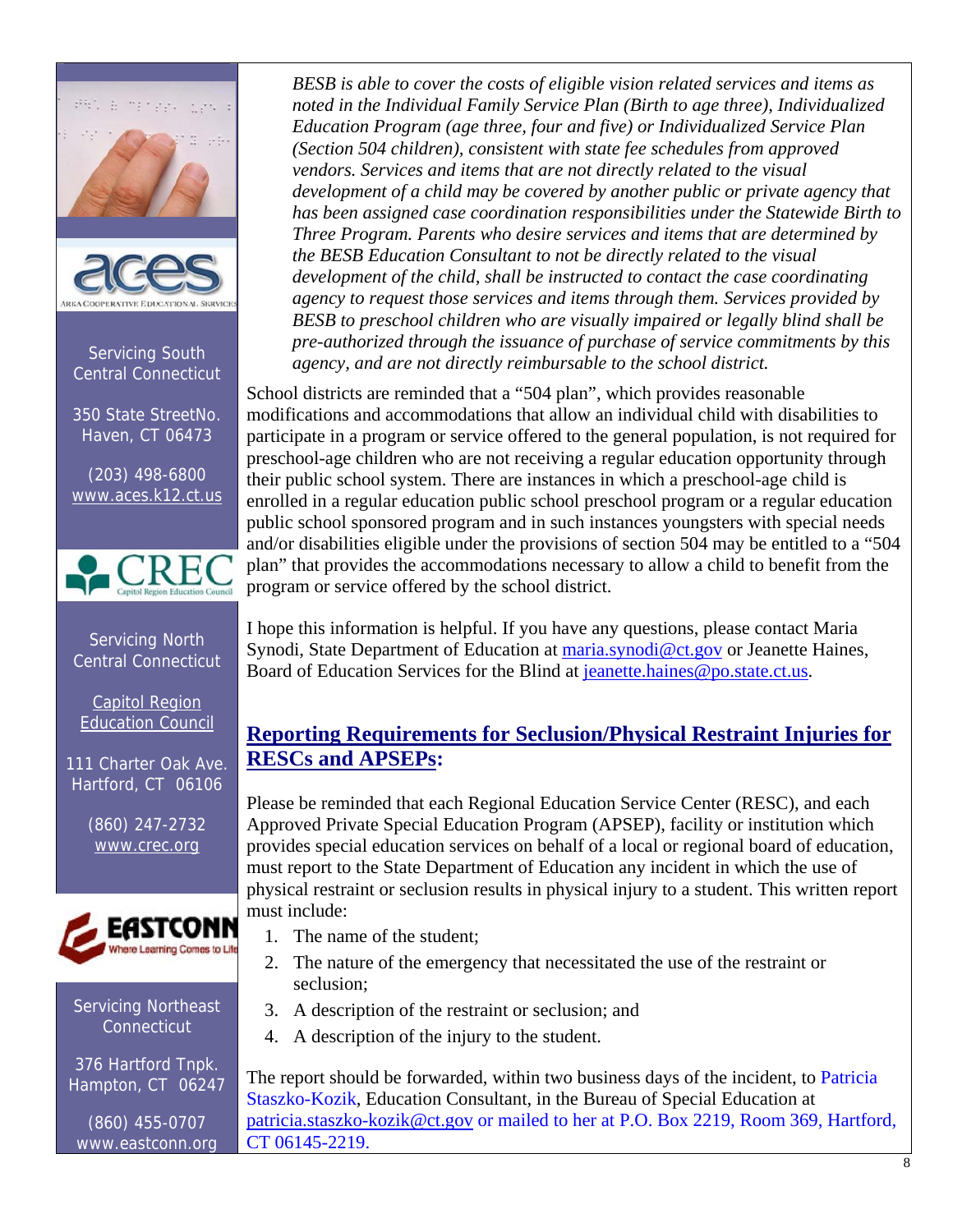*BESB is able to cover the costs of eligible vision related services and items as noted in the Individual Family Service Plan (Birth to age three), Individualized Education Program (age three, four and five) or Individualized Service Plan (Section 504 children), consistent with state fee schedules from approved vendors. Services and items that are not directly related to the visual development of a child may be covered by another public or private agency that has been assigned case coordination responsibilities under the Statewide Birth to Three Program. Parents who desire services and items that are determined by the BESB Education Consultant to not be directly related to the visual development of the child, shall be instructed to contact the case coordinating agency to request those services and items through them. Services provided by BESB to preschool children who are visually impaired or legally blind shall be pre-authorized through the issuance of purchase of service commitments by this agency, and are not directly reimbursable to the school district.*

School districts are reminded that a "504 plan", which provides reasonable modifications and accommodations that allow an individual child with disabilities to participate in a program or service offered to the general population, is not required for preschool-age children who are not receiving a regular education opportunity through their public school system. There are instances in which a preschool-age child is enrolled in a regular education public school preschool program or a regular education public school sponsored program and in such instances youngsters with special needs and/or disabilities eligible under the provisions of section 504 may be entitled to a "504 plan" that provides the accommodations necessary to allow a child to benefit from the program or service offered by the school district.

I hope this information is helpful. If you have any questions, please contact Maria Synodi, State Department of Education at maria.synodi@ct.gov or Jeanette Haines, Board of Education Services for the Blind at jeanette.haines@po.state.ct.us.

## Reporting Requirements for Seclusion/Physical Restraint Injuries for RESCs and APSEPs:

Please be reminded that each Regional Education Service Center (RESC), and each Approved Private Special Education Program (APSEP), facility or institution which provides special education services on behalf of a local or regional board of education, must report to the State Department of Education any incident in which the use of physical restraint or seclusion results in physical injury to a student. This written report must include:

1. The name of the student;
2. The nature of the emergency that necessitated the use of the restraint or seclusion;
3. A description of the restraint or seclusion; and
4. A description of the injury to the student.

The report should be forwarded, within two business days of the incident, to Patricia Staszko-Kozik, Education Consultant, in the Bureau of Special Education at patricia.staszko-kozik@ct.gov or mailed to her at P.O. Box 2219, Room 369, Hartford, CT 06145-2219.

---

**ACES** — Area Cooperative Educational Services

Servicing South Central Connecticut

350 State Street
North Haven, CT 06473

(203) 498-6800
www.aces.k12.ct.us

**CREC** — Capitol Region Education Council

Servicing North Central Connecticut

Capitol Region Education Council

111 Charter Oak Ave.
Hartford, CT 06106

(860) 247-2732
www.crec.org

**EASTCONN** — Where Learning Comes to Life

Servicing Northeast Connecticut

376 Hartford Tnpk.
Hampton, CT 06247

(860) 455-0707
www.eastconn.org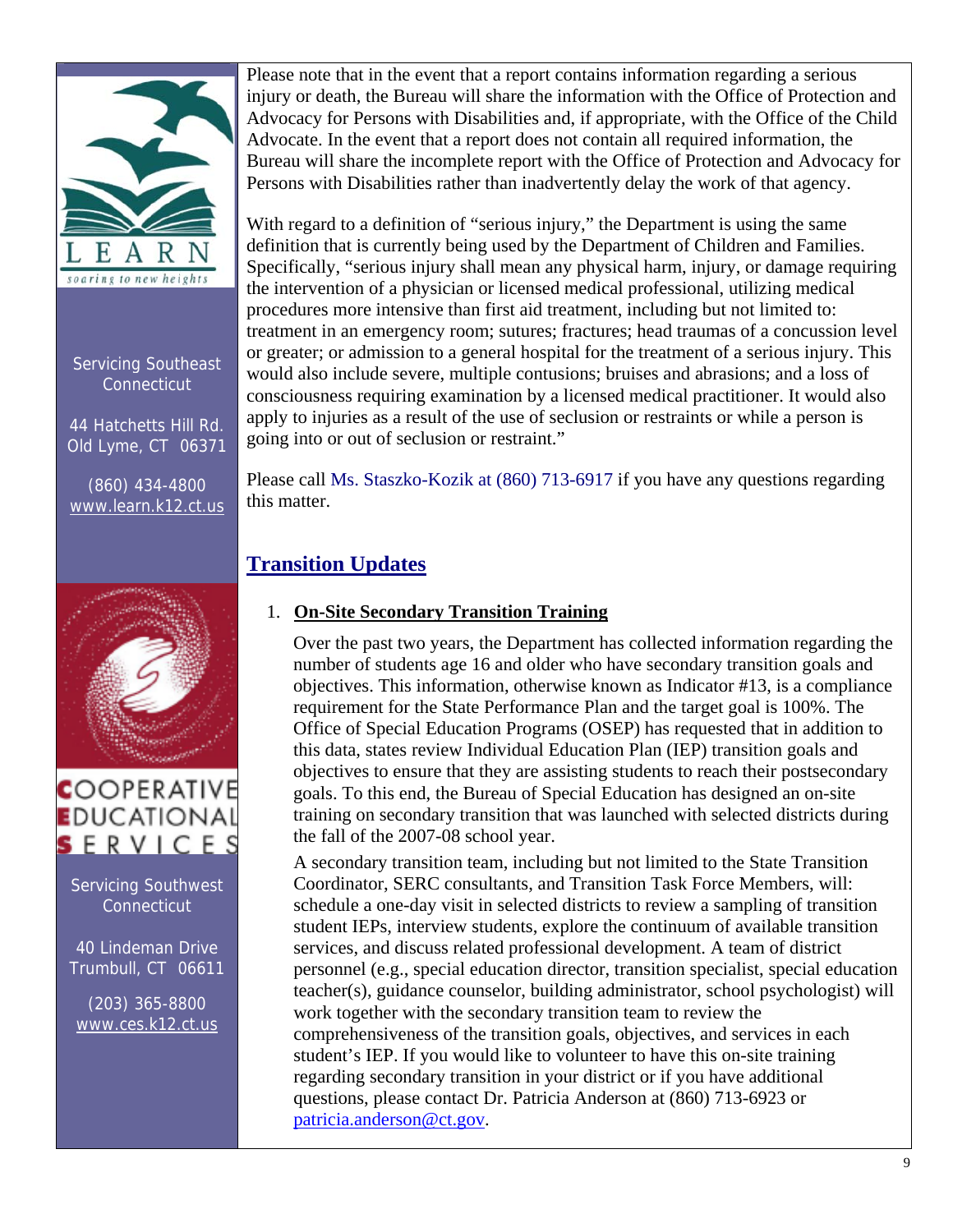Please note that in the event that a report contains information regarding a serious injury or death, the Bureau will share the information with the Office of Protection and Advocacy for Persons with Disabilities and, if appropriate, with the Office of the Child Advocate. In the event that a report does not contain all required information, the Bureau will share the incomplete report with the Office of Protection and Advocacy for Persons with Disabilities rather than inadvertently delay the work of that agency.

With regard to a definition of "serious injury," the Department is using the same definition that is currently being used by the Department of Children and Families. Specifically, "serious injury shall mean any physical harm, injury, or damage requiring the intervention of a physician or licensed medical professional, utilizing medical procedures more intensive than first aid treatment, including but not limited to: treatment in an emergency room; sutures; fractures; head traumas of a concussion level or greater; or admission to a general hospital for the treatment of a serious injury. This would also include severe, multiple contusions; bruises and abrasions; and a loss of consciousness requiring examination by a licensed medical practitioner. It would also apply to injuries as a result of the use of seclusion or restraints or while a person is going into or out of seclusion or restraint."

Please call Ms. Staszko-Kozik at (860) 713-6917 if you have any questions regarding this matter.

## Transition Updates

1. **On-Site Secondary Transition Training**

   Over the past two years, the Department has collected information regarding the number of students age 16 and older who have secondary transition goals and objectives. This information, otherwise known as Indicator #13, is a compliance requirement for the State Performance Plan and the target goal is 100%. The Office of Special Education Programs (OSEP) has requested that in addition to this data, states review Individual Education Plan (IEP) transition goals and objectives to ensure that they are assisting students to reach their postsecondary goals. To this end, the Bureau of Special Education has designed an on-site training on secondary transition that was launched with selected districts during the fall of the 2007-08 school year.

   A secondary transition team, including but not limited to the State Transition Coordinator, SERC consultants, and Transition Task Force Members, will: schedule a one-day visit in selected districts to review a sampling of transition student IEPs, interview students, explore the continuum of available transition services, and discuss related professional development. A team of district personnel (e.g., special education director, transition specialist, special education teacher(s), guidance counselor, building administrator, school psychologist) will work together with the secondary transition team to review the comprehensiveness of the transition goals, objectives, and services in each student's IEP. If you would like to volunteer to have this on-site training regarding secondary transition in your district or if you have additional questions, please contact Dr. Patricia Anderson at (860) 713-6923 or patricia.anderson@ct.gov.

LEARN
soaring to new heights

Servicing Southeast Connecticut

44 Hatchetts Hill Rd.
Old Lyme, CT 06371

(860) 434-4800
www.learn.k12.ct.us

COOPERATIVE EDUCATIONAL SERVICES

Servicing Southwest Connecticut

40 Lindeman Drive
Trumbull, CT 06611

(203) 365-8800
www.ces.k12.ct.us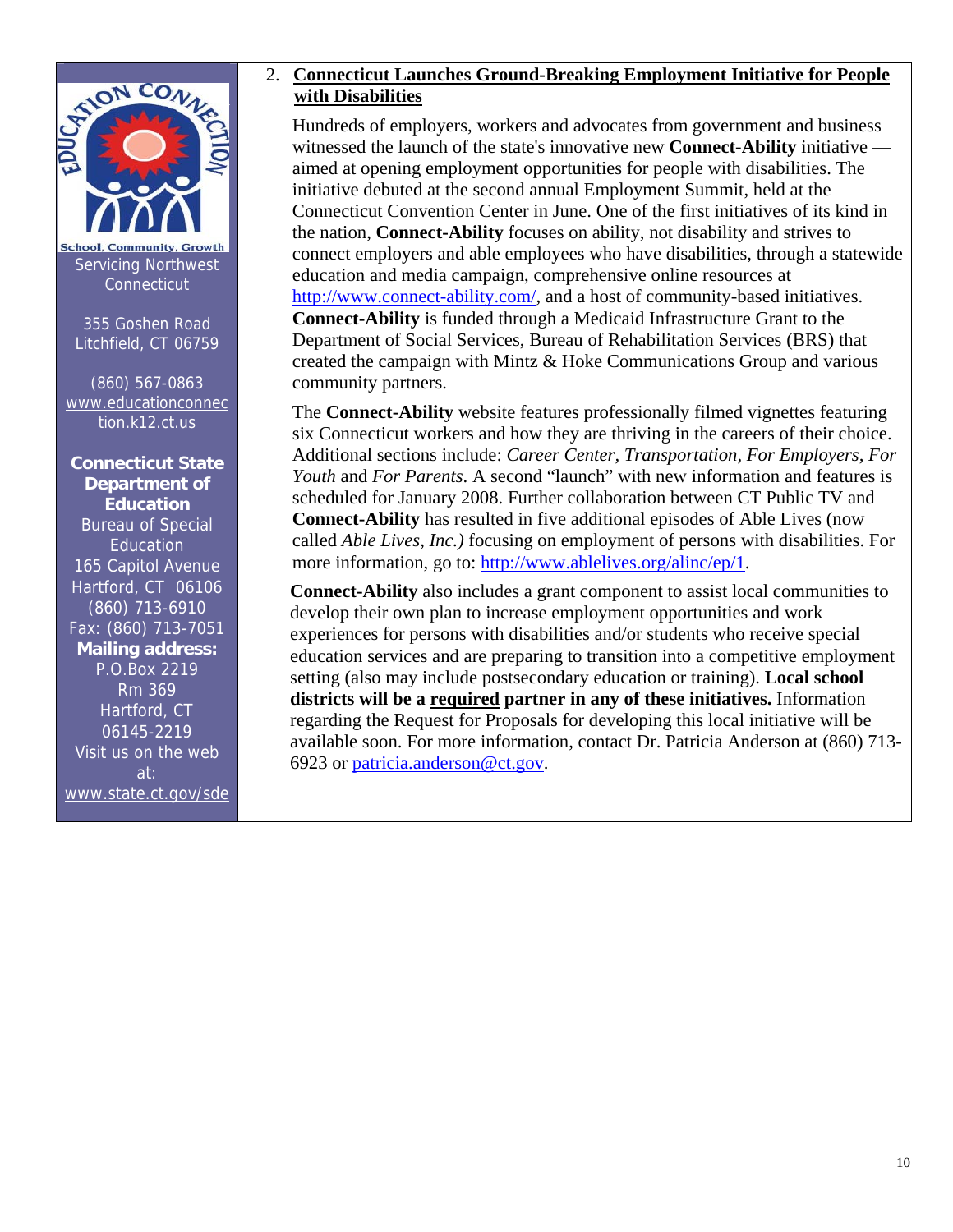EDUCATION CONNECTION

School, Community, Growth

Servicing Northwest Connecticut

355 Goshen Road
Litchfield, CT 06759

(860) 567-0863
www.educationconnection.k12.ct.us

**Connecticut State Department of Education**
Bureau of Special Education
165 Capitol Avenue
Hartford, CT 06106
(860) 713-6910
Fax: (860) 713-7051
**Mailing address:**
P.O.Box 2219
Rm 369
Hartford, CT
06145-2219
Visit us on the web at:
www.state.ct.gov/sde

2. **Connecticut Launches Ground-Breaking Employment Initiative for People with Disabilities**

Hundreds of employers, workers and advocates from government and business witnessed the launch of the state's innovative new **Connect-Ability** initiative — aimed at opening employment opportunities for people with disabilities. The initiative debuted at the second annual Employment Summit, held at the Connecticut Convention Center in June. One of the first initiatives of its kind in the nation, **Connect-Ability** focuses on ability, not disability and strives to connect employers and able employees who have disabilities, through a statewide education and media campaign, comprehensive online resources at http://www.connect-ability.com/, and a host of community-based initiatives. **Connect-Ability** is funded through a Medicaid Infrastructure Grant to the Department of Social Services, Bureau of Rehabilitation Services (BRS) that created the campaign with Mintz & Hoke Communications Group and various community partners.

The **Connect-Ability** website features professionally filmed vignettes featuring six Connecticut workers and how they are thriving in the careers of their choice. Additional sections include: *Career Center, Transportation, For Employers, For Youth* and *For Parents*. A second "launch" with new information and features is scheduled for January 2008. Further collaboration between CT Public TV and **Connect-Ability** has resulted in five additional episodes of Able Lives (now called *Able Lives, Inc.)* focusing on employment of persons with disabilities. For more information, go to: http://www.ablelives.org/alinc/ep/1.

**Connect-Ability** also includes a grant component to assist local communities to develop their own plan to increase employment opportunities and work experiences for persons with disabilities and/or students who receive special education services and are preparing to transition into a competitive employment setting (also may include postsecondary education or training). **Local school districts will be a required partner in any of these initiatives.** Information regarding the Request for Proposals for developing this local initiative will be available soon. For more information, contact Dr. Patricia Anderson at (860) 713-6923 or patricia.anderson@ct.gov.